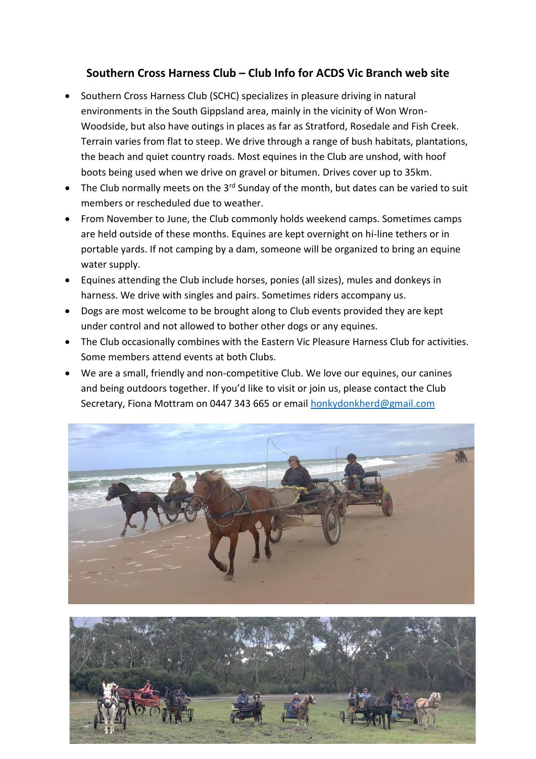## Southern Cross Harness Club – Club Info for ACDS Vic Branch web site

- Southern Cross Harness Club (SCHC) specializes in pleasure driving in natural environments in the South Gippsland area, mainly in the vicinity of Won Wron-Woodside, but also have outings in places as far as Stratford, Rosedale and Fish Creek. Terrain varies from flat to steep. We drive through a range of bush habitats, plantations, the beach and quiet country roads. Most equines in the Club are unshod, with hoof boots being used when we drive on gravel or bitumen. Drives cover up to 35km.
- The Club normally meets on the 3rd Sunday of the month, but dates can be varied to suit members or rescheduled due to weather.
- From November to June, the Club commonly holds weekend camps. Sometimes camps are held outside of these months. Equines are kept overnight on hi-line tethers or in portable yards. If not camping by a dam, someone will be organized to bring an equine water supply.
- Equines attending the Club include horses, ponies (all sizes), mules and donkeys in harness. We drive with singles and pairs. Sometimes riders accompany us.
- Dogs are most welcome to be brought along to Club events provided they are kept under control and not allowed to bother other dogs or any equines.
- The Club occasionally combines with the Eastern Vic Pleasure Harness Club for activities. Some members attend events at both Clubs.
- We are a small, friendly and non-competitive Club. We love our equines, our canines and being outdoors together. If you'd like to visit or join us, please contact the Club Secretary, Fiona Mottram on 0447 343 665 or email [honkydonkherd@gmail.com](mailto:honkydonkherd@gmail.com)